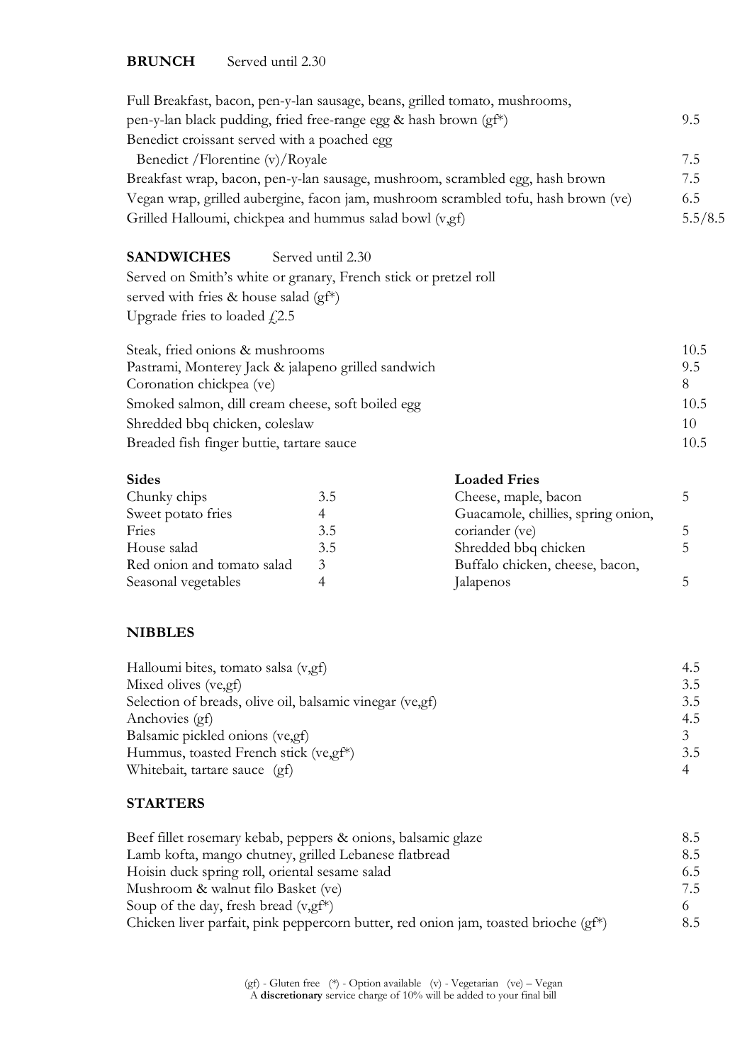## BRUNCH  Served until 2.30

| Item | Price |
| --- | --- |
| Full Breakfast, bacon, pen-y-lan sausage, beans, grilled tomato, mushrooms, pen-y-lan black pudding, fried free-range egg & hash brown (gf*) | 9.5 |
| Benedict croissant served with a poached egg<br>Benedict /Florentine (v)/Royale | 7.5 |
| Breakfast wrap, bacon, pen-y-lan sausage, mushroom, scrambled egg, hash brown | 7.5 |
| Vegan wrap, grilled aubergine, facon jam, mushroom scrambled tofu, hash brown (ve) | 6.5 |
| Grilled Halloumi, chickpea and hummus salad bowl (v,gf) | 5.5/8.5 |

## SANDWICHES  Served until 2.30

Served on Smith's white or granary, French stick or pretzel roll
served with fries & house salad (gf*)
Upgrade fries to loaded £2.5

| Item | Price |
| --- | --- |
| Steak, fried onions & mushrooms | 10.5 |
| Pastrami, Monterey Jack & jalapeno grilled sandwich | 9.5 |
| Coronation chickpea (ve) | 8 |
| Smoked salmon, dill cream cheese, soft boiled egg | 10.5 |
| Shredded bbq chicken, coleslaw | 10 |
| Breaded fish finger buttie, tartare sauce | 10.5 |

### Sides

| Item | Price |
| --- | --- |
| Chunky chips | 3.5 |
| Sweet potato fries | 4 |
| Fries | 3.5 |
| House salad | 3.5 |
| Red onion and tomato salad | 3 |
| Seasonal vegetables | 4 |

### Loaded Fries

| Item | Price |
| --- | --- |
| Cheese, maple, bacon | 5 |
| Guacamole, chillies, spring onion, coriander (ve) | 5 |
| Shredded bbq chicken | 5 |
| Buffalo chicken, cheese, bacon, Jalapenos | 5 |

## NIBBLES

| Item | Price |
| --- | --- |
| Halloumi bites, tomato salsa (v,gf) | 4.5 |
| Mixed olives (ve,gf) | 3.5 |
| Selection of breads, olive oil, balsamic vinegar (ve,gf) | 3.5 |
| Anchovies (gf) | 4.5 |
| Balsamic pickled onions (ve,gf) | 3 |
| Hummus, toasted French stick (ve,gf*) | 3.5 |
| Whitebait, tartare sauce (gf) | 4 |

## STARTERS

| Item | Price |
| --- | --- |
| Beef fillet rosemary kebab, peppers & onions, balsamic glaze | 8.5 |
| Lamb kofta, mango chutney, grilled Lebanese flatbread | 8.5 |
| Hoisin duck spring roll, oriental sesame salad | 6.5 |
| Mushroom & walnut filo Basket (ve) | 7.5 |
| Soup of the day, fresh bread (v,gf*) | 6 |
| Chicken liver parfait, pink peppercorn butter, red onion jam, toasted brioche (gf*) | 8.5 |

(gf) - Gluten free (*) - Option available (v) - Vegetarian (ve) – Vegan
A **discretionary** service charge of 10% will be added to your final bill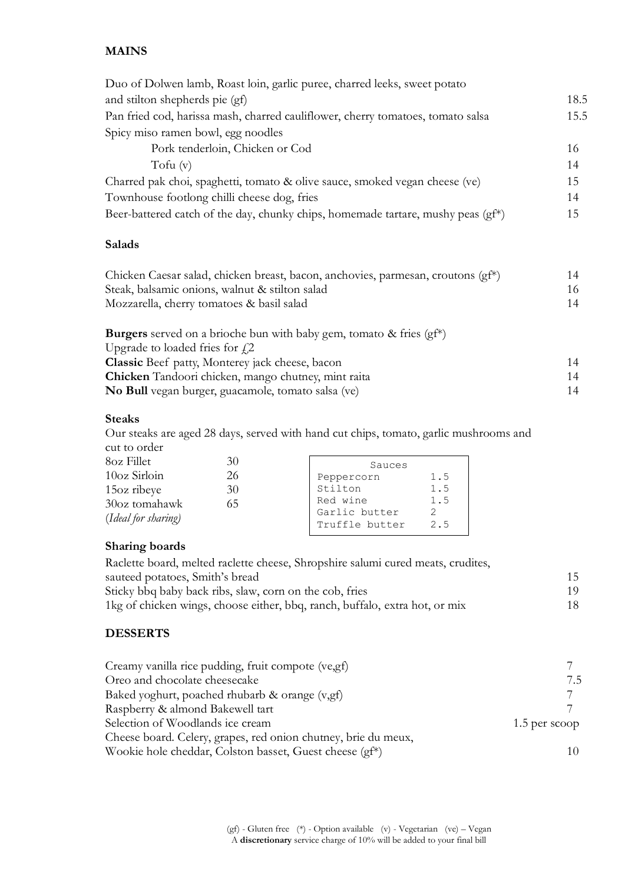## MAINS

| | |
|---|---|
| Duo of Dolwen lamb, Roast loin, garlic puree, charred leeks, sweet potato and stilton shepherds pie (gf) | 18.5 |
| Pan fried cod, harissa mash, charred cauliflower, cherry tomatoes, tomato salsa | 15.5 |
| Spicy miso ramen bowl, egg noodles | |
| Pork tenderloin, Chicken or Cod | 16 |
| Tofu (v) | 14 |
| Charred pak choi, spaghetti, tomato & olive sauce, smoked vegan cheese (ve) | 15 |
| Townhouse footlong chilli cheese dog, fries | 14 |
| Beer-battered catch of the day, chunky chips, homemade tartare, mushy peas (gf*) | 15 |

### Salads

| | |
|---|---|
| Chicken Caesar salad, chicken breast, bacon, anchovies, parmesan, croutons (gf*) | 14 |
| Steak, balsamic onions, walnut & stilton salad | 16 |
| Mozzarella, cherry tomatoes & basil salad | 14 |

**Burgers** served on a brioche bun with baby gem, tomato & fries (gf*)
Upgrade to loaded fries for £2

| | |
|---|---|
| **Classic** Beef patty, Monterey jack cheese, bacon | 14 |
| **Chicken** Tandoori chicken, mango chutney, mint raita | 14 |
| **No Bull** vegan burger, guacamole, tomato salsa (ve) | 14 |

### Steaks

Our steaks are aged 28 days, served with hand cut chips, tomato, garlic mushrooms and cut to order

| | |
|---|---|
| 8oz Fillet | 30 |
| 10oz Sirloin | 26 |
| 15oz ribeye | 30 |
| 30oz tomahawk *(Ideal for sharing)* | 65 |

| Sauces | |
|---|---|
| Peppercorn | 1.5 |
| Stilton | 1.5 |
| Red wine | 1.5 |
| Garlic butter | 2 |
| Truffle butter | 2.5 |

### Sharing boards

| | |
|---|---|
| Raclette board, melted raclette cheese, Shropshire salumi cured meats, crudites, sauteed potatoes, Smith's bread | 15 |
| Sticky bbq baby back ribs, slaw, corn on the cob, fries | 19 |
| 1kg of chicken wings, choose either, bbq, ranch, buffalo, extra hot, or mix | 18 |

## DESSERTS

| | |
|---|---|
| Creamy vanilla rice pudding, fruit compote (ve,gf) | 7 |
| Oreo and chocolate cheesecake | 7.5 |
| Baked yoghurt, poached rhubarb & orange (v,gf) | 7 |
| Raspberry & almond Bakewell tart | 7 |
| Selection of Woodlands ice cream | 1.5 per scoop |
| Cheese board. Celery, grapes, red onion chutney, brie du meux, Wookie hole cheddar, Colston basset, Guest cheese (gf*) | 10 |

(gf) - Gluten free (*) - Option available (v) - Vegetarian (ve) – Vegan
A **discretionary** service charge of 10% will be added to your final bill